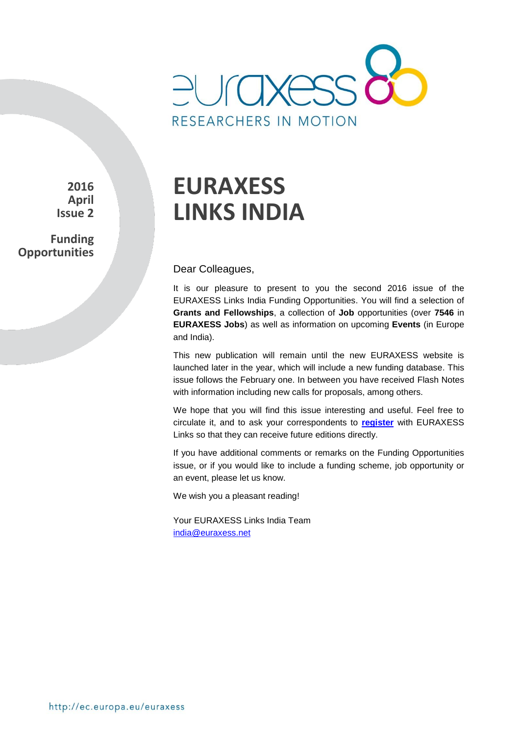euraxess

RESEARCHERS IN MOTION

**2016 April Issue 2**

**Funding Opportunities**

# EURAXESS LINKS INDIA

Dear Colleagues,

It is our pleasure to present to you the second 2016 issue of the EURAXESS Links India Funding Opportunities. You will find a selection of **Grants and Fellowships**, a collection of **Job** opportunities (over **7546** in **EURAXESS Jobs**) as well as information on upcoming **Events** (in Europe and India).

This new publication will remain until the new EURAXESS website is launched later in the year, which will include a new funding database. This issue follows the February one. In between you have received Flash Notes with information including new calls for proposals, among others.

We hope that you will find this issue interesting and useful. Feel free to circulate it, and to ask your correspondents to **register** with EURAXESS Links so that they can receive future editions directly.

If you have additional comments or remarks on the Funding Opportunities issue, or if you would like to include a funding scheme, job opportunity or an event, please let us know.

We wish you a pleasant reading!

Your EURAXESS Links India Team
india@euraxess.net

http://ec.europa.eu/euraxess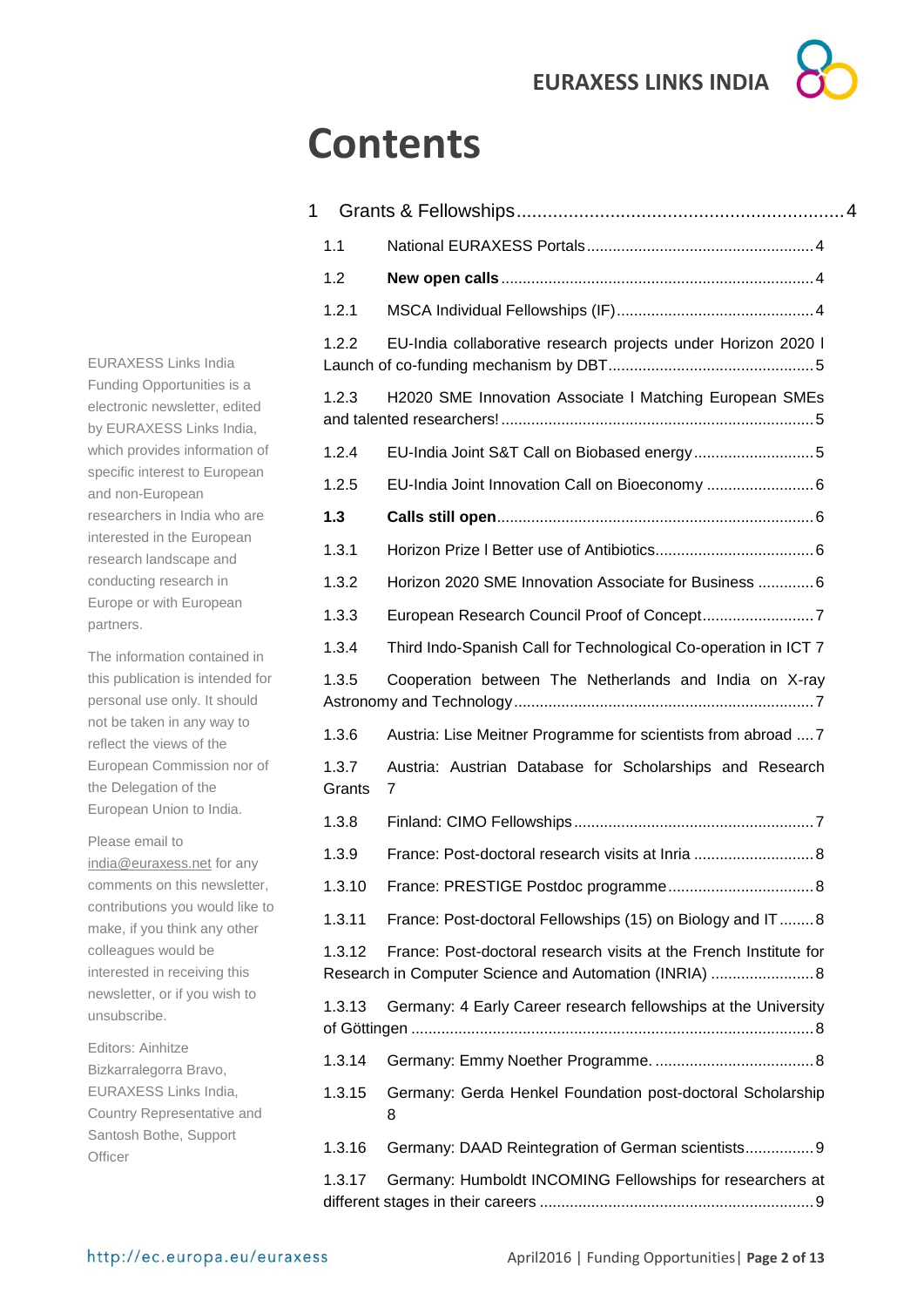# Contents

1 Grants & Fellowships ........ 4

- 1.1 National EURAXESS Portals ........ 4
- 1.2 **New open calls** ........ 4
- 1.2.1 MSCA Individual Fellowships (IF) ........ 4
- 1.2.2 EU-India collaborative research projects under Horizon 2020 l Launch of co-funding mechanism by DBT ........ 5
- 1.2.3 H2020 SME Innovation Associate l Matching European SMEs and talented researchers! ........ 5
- 1.2.4 EU-India Joint S&T Call on Biobased energy ........ 5
- 1.2.5 EU-India Joint Innovation Call on Bioeconomy ........ 6
- **1.3 Calls still open** ........ 6
- 1.3.1 Horizon Prize l Better use of Antibiotics ........ 6
- 1.3.2 Horizon 2020 SME Innovation Associate for Business ........ 6
- 1.3.3 European Research Council Proof of Concept ........ 7
- 1.3.4 Third Indo-Spanish Call for Technological Co-operation in ICT 7
- 1.3.5 Cooperation between The Netherlands and India on X-ray Astronomy and Technology ........ 7
- 1.3.6 Austria: Lise Meitner Programme for scientists from abroad ........ 7
- 1.3.7 Austria: Austrian Database for Scholarships and Research Grants 7
- 1.3.8 Finland: CIMO Fellowships ........ 7
- 1.3.9 France: Post-doctoral research visits at Inria ........ 8
- 1.3.10 France: PRESTIGE Postdoc programme ........ 8
- 1.3.11 France: Post-doctoral Fellowships (15) on Biology and IT ........ 8
- 1.3.12 France: Post-doctoral research visits at the French Institute for Research in Computer Science and Automation (INRIA) ........ 8
- 1.3.13 Germany: 4 Early Career research fellowships at the University of Göttingen ........ 8
- 1.3.14 Germany: Emmy Noether Programme. ........ 8
- 1.3.15 Germany: Gerda Henkel Foundation post-doctoral Scholarship 8
- 1.3.16 Germany: DAAD Reintegration of German scientists ........ 9
- 1.3.17 Germany: Humboldt INCOMING Fellowships for researchers at different stages in their careers ........ 9

EURAXESS Links India Funding Opportunities is a electronic newsletter, edited by EURAXESS Links India, which provides information of specific interest to European and non-European researchers in India who are interested in the European research landscape and conducting research in Europe or with European partners.

The information contained in this publication is intended for personal use only. It should not be taken in any way to reflect the views of the European Commission nor of the Delegation of the European Union to India.

Please email to india@euraxess.net for any comments on this newsletter, contributions you would like to make, if you think any other colleagues would be interested in receiving this newsletter, or if you wish to unsubscribe.

Editors: Ainhitze Bizkarralegorra Bravo, EURAXESS Links India, Country Representative and Santosh Bothe, Support Officer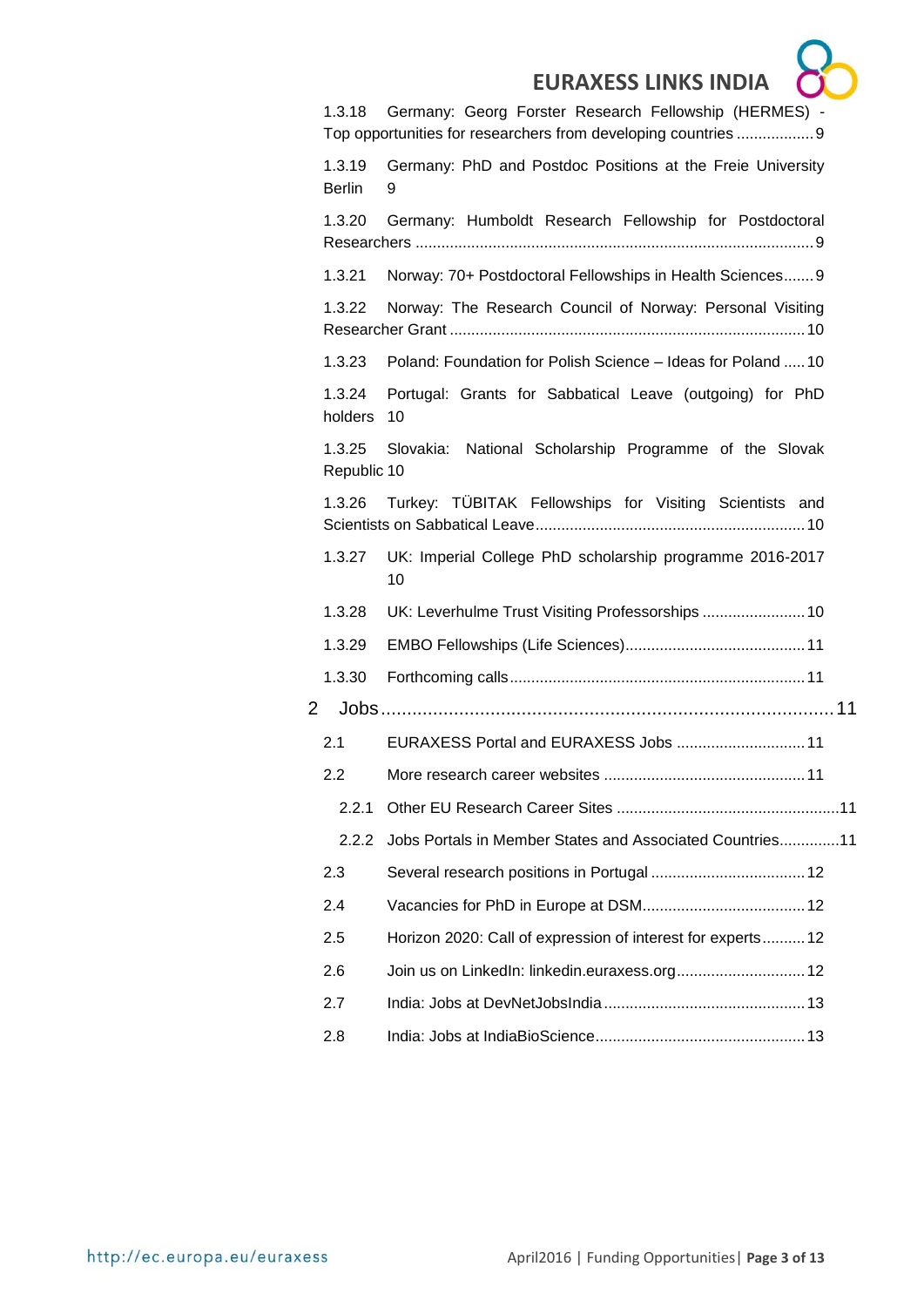1.3.18 Germany: Georg Forster Research Fellowship (HERMES) - Top opportunities for researchers from developing countries .................. 9

1.3.19 Germany: PhD and Postdoc Positions at the Freie University Berlin 9

1.3.20 Germany: Humboldt Research Fellowship for Postdoctoral Researchers ........................................................................................... 9

1.3.21 Norway: 70+ Postdoctoral Fellowships in Health Sciences....... 9

1.3.22 Norway: The Research Council of Norway: Personal Visiting Researcher Grant .................................................................................. 10

1.3.23 Poland: Foundation for Polish Science – Ideas for Poland ..... 10

1.3.24 Portugal: Grants for Sabbatical Leave (outgoing) for PhD holders 10

1.3.25 Slovakia: National Scholarship Programme of the Slovak Republic 10

1.3.26 Turkey: TÜBITAK Fellowships for Visiting Scientists and Scientists on Sabbatical Leave.............................................................. 10

1.3.27 UK: Imperial College PhD scholarship programme 2016-2017 10

1.3.28 UK: Leverhulme Trust Visiting Professorships ........................ 10

1.3.29 EMBO Fellowships (Life Sciences).......................................... 11

1.3.30 Forthcoming calls.................................................................... 11

2 Jobs........................................................................................ 11

2.1 EURAXESS Portal and EURAXESS Jobs .............................. 11

2.2 More research career websites ............................................... 11

2.2.1 Other EU Research Career Sites .................................................... 11

2.2.2 Jobs Portals in Member States and Associated Countries.............. 11

2.3 Several research positions in Portugal .................................... 12

2.4 Vacancies for PhD in Europe at DSM...................................... 12

2.5 Horizon 2020: Call of expression of interest for experts.......... 12

2.6 Join us on LinkedIn: linkedin.euraxess.org.............................. 12

2.7 India: Jobs at DevNetJobsIndia ............................................... 13

2.8 India: Jobs at IndiaBioScience................................................. 13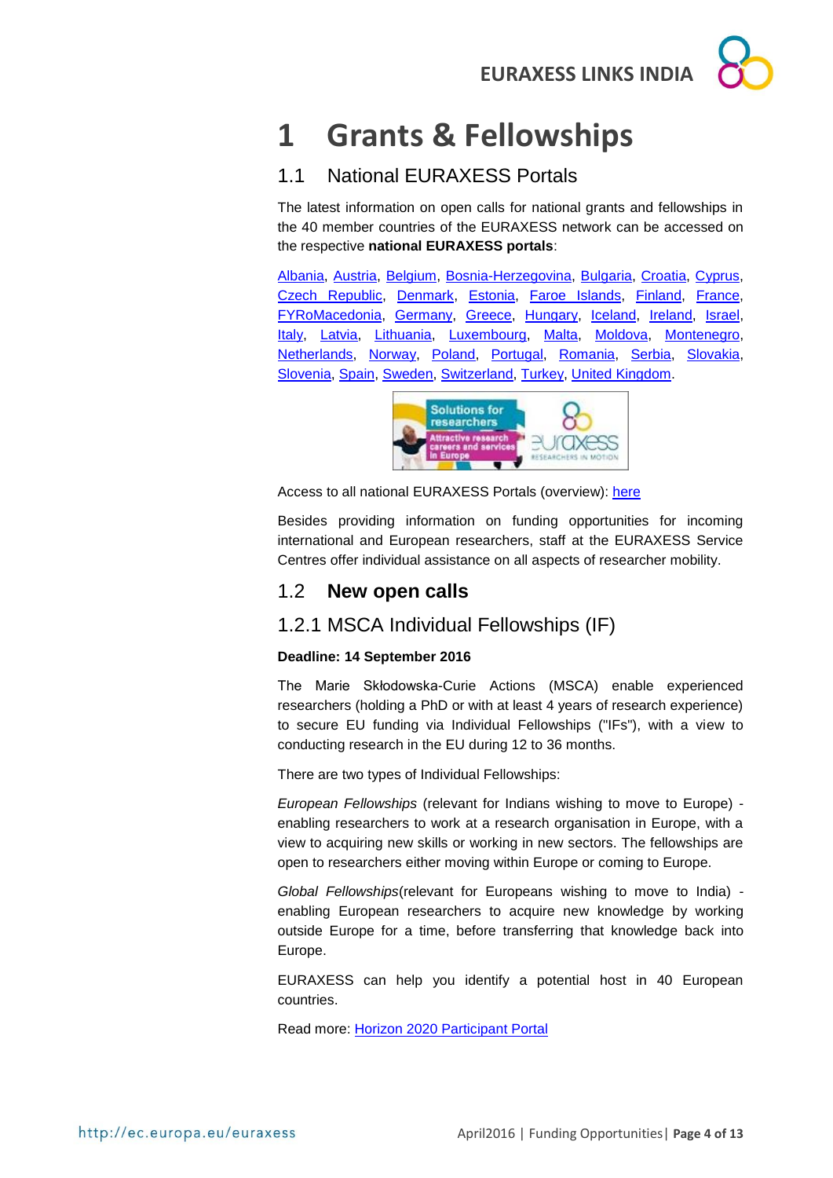# 1 Grants & Fellowships

## 1.1 National EURAXESS Portals

The latest information on open calls for national grants and fellowships in the 40 member countries of the EURAXESS network can be accessed on the respective **national EURAXESS portals**:

Albania, Austria, Belgium, Bosnia-Herzegovina, Bulgaria, Croatia, Cyprus, Czech Republic, Denmark, Estonia, Faroe Islands, Finland, France, FYRoMacedonia, Germany, Greece, Hungary, Iceland, Ireland, Israel, Italy, Latvia, Lithuania, Luxembourg, Malta, Moldova, Montenegro, Netherlands, Norway, Poland, Portugal, Romania, Serbia, Slovakia, Slovenia, Spain, Sweden, Switzerland, Turkey, United Kingdom.

Access to all national EURAXESS Portals (overview): here

Besides providing information on funding opportunities for incoming international and European researchers, staff at the EURAXESS Service Centres offer individual assistance on all aspects of researcher mobility.

## 1.2 New open calls

### 1.2.1 MSCA Individual Fellowships (IF)

**Deadline: 14 September 2016**

The Marie Skłodowska-Curie Actions (MSCA) enable experienced researchers (holding a PhD or with at least 4 years of research experience) to secure EU funding via Individual Fellowships ("IFs"), with a view to conducting research in the EU during 12 to 36 months.

There are two types of Individual Fellowships:

*European Fellowships* (relevant for Indians wishing to move to Europe) - enabling researchers to work at a research organisation in Europe, with a view to acquiring new skills or working in new sectors. The fellowships are open to researchers either moving within Europe or coming to Europe.

*Global Fellowships*(relevant for Europeans wishing to move to India) - enabling European researchers to acquire new knowledge by working outside Europe for a time, before transferring that knowledge back into Europe.

EURAXESS can help you identify a potential host in 40 European countries.

Read more: Horizon 2020 Participant Portal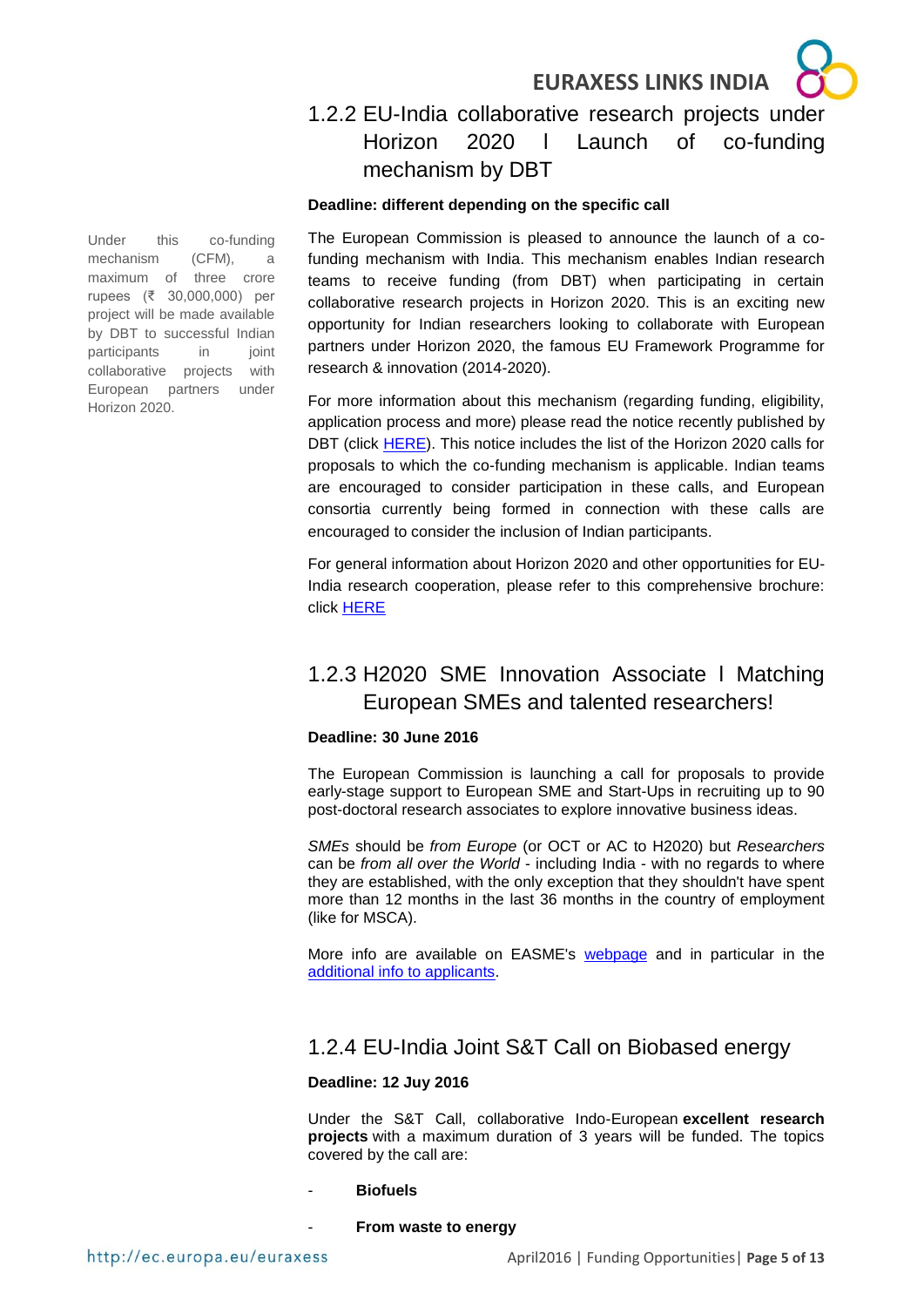### 1.2.2 EU-India collaborative research projects under Horizon 2020 l Launch of co-funding mechanism by DBT

**Deadline: different depending on the specific call**

Under this co-funding mechanism (CFM), a maximum of three crore rupees (₹ 30,000,000) per project will be made available by DBT to successful Indian participants in joint collaborative projects with European partners under Horizon 2020.

The European Commission is pleased to announce the launch of a co-funding mechanism with India. This mechanism enables Indian research teams to receive funding (from DBT) when participating in certain collaborative research projects in Horizon 2020. This is an exciting new opportunity for Indian researchers looking to collaborate with European partners under Horizon 2020, the famous EU Framework Programme for research & innovation (2014-2020).

For more information about this mechanism (regarding funding, eligibility, application process and more) please read the notice recently published by DBT (click HERE). This notice includes the list of the Horizon 2020 calls for proposals to which the co-funding mechanism is applicable. Indian teams are encouraged to consider participation in these calls, and European consortia currently being formed in connection with these calls are encouraged to consider the inclusion of Indian participants.

For general information about Horizon 2020 and other opportunities for EU-India research cooperation, please refer to this comprehensive brochure: click HERE

### 1.2.3 H2020 SME Innovation Associate l Matching European SMEs and talented researchers!

**Deadline: 30 June 2016**

The European Commission is launching a call for proposals to provide early-stage support to European SME and Start-Ups in recruiting up to 90 post-doctoral research associates to explore innovative business ideas.

*SMEs* should be *from Europe* (or OCT or AC to H2020) but *Researchers* can be *from all over the World* - including India - with no regards to where they are established, with the only exception that they shouldn't have spent more than 12 months in the last 36 months in the country of employment (like for MSCA).

More info are available on EASME's webpage and in particular in the additional info to applicants.

### 1.2.4 EU-India Joint S&T Call on Biobased energy

**Deadline: 12 July 2016**

Under the S&T Call, collaborative Indo-European **excellent research projects** with a maximum duration of 3 years will be funded. The topics covered by the call are:

- **Biofuels**
- **From waste to energy**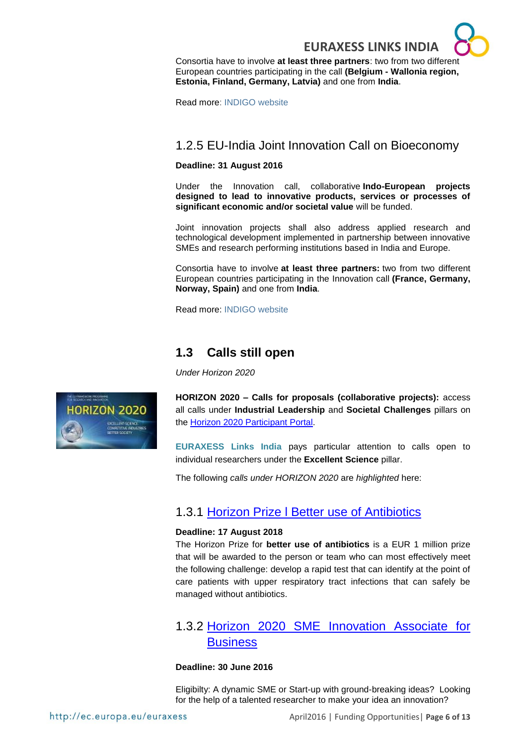Consortia have to involve **at least three partners**: two from two different European countries participating in the call **(Belgium - Wallonia region, Estonia, Finland, Germany, Latvia)** and one from **India**.

Read more: INDIGO website

### 1.2.5 EU-India Joint Innovation Call on Bioeconomy

**Deadline: 31 August 2016**

Under the Innovation call, collaborative **Indo-European projects designed to lead to innovative products, services or processes of significant economic and/or societal value** will be funded.

Joint innovation projects shall also address applied research and technological development implemented in partnership between innovative SMEs and research performing institutions based in India and Europe.

Consortia have to involve **at least three partners:** two from two different European countries participating in the Innovation call **(France, Germany, Norway, Spain)** and one from **India**.

Read more: INDIGO website

## 1.3 Calls still open

*Under Horizon 2020*

**HORIZON 2020 – Calls for proposals (collaborative projects):** access all calls under **Industrial Leadership** and **Societal Challenges** pillars on the Horizon 2020 Participant Portal.

**EURAXESS Links India** pays particular attention to calls open to individual researchers under the **Excellent Science** pillar.

The following *calls under HORIZON 2020* are *highlighted* here:

### 1.3.1 Horizon Prize l Better use of Antibiotics

**Deadline: 17 August 2018**

The Horizon Prize for **better use of antibiotics** is a EUR 1 million prize that will be awarded to the person or team who can most effectively meet the following challenge: develop a rapid test that can identify at the point of care patients with upper respiratory tract infections that can safely be managed without antibiotics.

### 1.3.2 Horizon 2020 SME Innovation Associate for Business

**Deadline: 30 June 2016**

Eligibilty: A dynamic SME or Start-up with ground-breaking ideas? Looking for the help of a talented researcher to make your idea an innovation?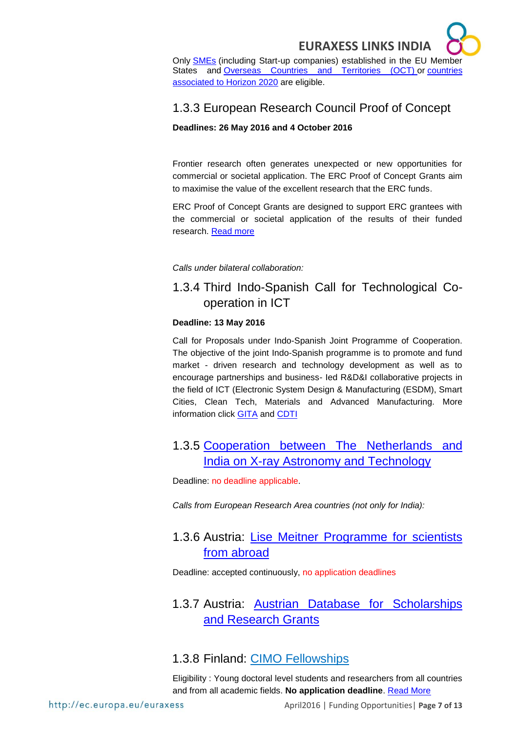Only SMEs (including Start-up companies) established in the EU Member States and Overseas Countries and Territories (OCT) or countries associated to Horizon 2020 are eligible.

### 1.3.3 European Research Council Proof of Concept

**Deadlines: 26 May 2016 and 4 October 2016**

Frontier research often generates unexpected or new opportunities for commercial or societal application. The ERC Proof of Concept Grants aim to maximise the value of the excellent research that the ERC funds.

ERC Proof of Concept Grants are designed to support ERC grantees with the commercial or societal application of the results of their funded research. Read more

*Calls under bilateral collaboration:*

### 1.3.4 Third Indo-Spanish Call for Technological Co-operation in ICT

**Deadline: 13 May 2016**

Call for Proposals under Indo-Spanish Joint Programme of Cooperation. The objective of the joint Indo-Spanish programme is to promote and fund market - driven research and technology development as well as to encourage partnerships and business- led R&D&I collaborative projects in the field of ICT (Electronic System Design & Manufacturing (ESDM), Smart Cities, Clean Tech, Materials and Advanced Manufacturing. More information click GITA and CDTI

### 1.3.5 Cooperation between The Netherlands and India on X-ray Astronomy and Technology

Deadline: no deadline applicable.

*Calls from European Research Area countries (not only for India):*

### 1.3.6 Austria: Lise Meitner Programme for scientists from abroad

Deadline: accepted continuously, no application deadlines

### 1.3.7 Austria: Austrian Database for Scholarships and Research Grants

### 1.3.8 Finland: CIMO Fellowships

Eligibility : Young doctoral level students and researchers from all countries and from all academic fields. **No application deadline**. Read More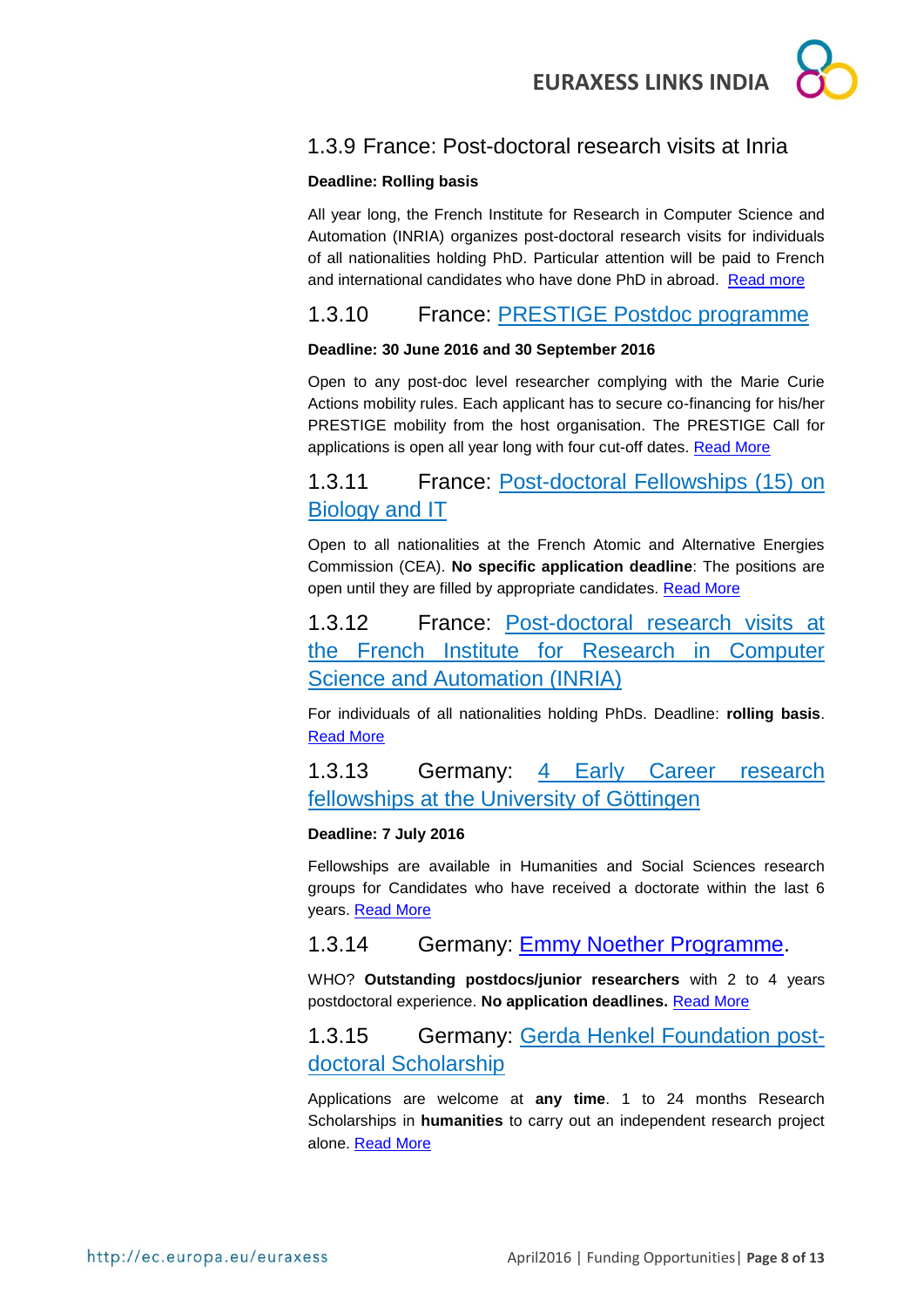### 1.3.9 France: Post-doctoral research visits at Inria

**Deadline: Rolling basis**

All year long, the French Institute for Research in Computer Science and Automation (INRIA) organizes post-doctoral research visits for individuals of all nationalities holding PhD. Particular attention will be paid to French and international candidates who have done PhD in abroad. Read more

### 1.3.10 France: PRESTIGE Postdoc programme

**Deadline: 30 June 2016 and 30 September 2016**

Open to any post-doc level researcher complying with the Marie Curie Actions mobility rules. Each applicant has to secure co-financing for his/her PRESTIGE mobility from the host organisation. The PRESTIGE Call for applications is open all year long with four cut-off dates. Read More

### 1.3.11 France: Post-doctoral Fellowships (15) on Biology and IT

Open to all nationalities at the French Atomic and Alternative Energies Commission (CEA). **No specific application deadline**: The positions are open until they are filled by appropriate candidates. Read More

### 1.3.12 France: Post-doctoral research visits at the French Institute for Research in Computer Science and Automation (INRIA)

For individuals of all nationalities holding PhDs. Deadline: **rolling basis**. Read More

### 1.3.13 Germany: 4 Early Career research fellowships at the University of Göttingen

**Deadline: 7 July 2016**

Fellowships are available in Humanities and Social Sciences research groups for Candidates who have received a doctorate within the last 6 years. Read More

### 1.3.14 Germany: Emmy Noether Programme.

WHO? **Outstanding postdocs/junior researchers** with 2 to 4 years postdoctoral experience. **No application deadlines.** Read More

### 1.3.15 Germany: Gerda Henkel Foundation post-doctoral Scholarship

Applications are welcome at **any time**. 1 to 24 months Research Scholarships in **humanities** to carry out an independent research project alone. Read More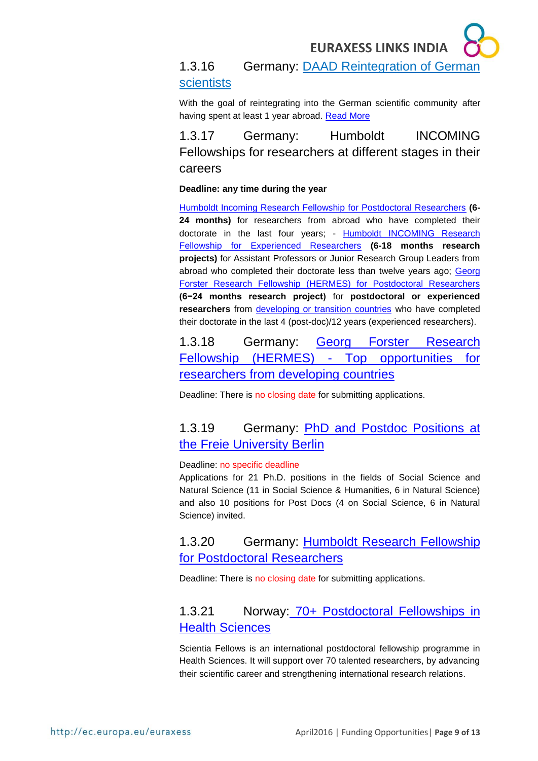### 1.3.16 Germany: DAAD Reintegration of German scientists

With the goal of reintegrating into the German scientific community after having spent at least 1 year abroad. Read More

### 1.3.17 Germany: Humboldt INCOMING Fellowships for researchers at different stages in their careers

**Deadline: any time during the year**

Humboldt Incoming Research Fellowship for Postdoctoral Researchers **(6-24 months)** for researchers from abroad who have completed their doctorate in the last four years; - Humboldt INCOMING Research Fellowship for Experienced Researchers **(6-18 months research projects)** for Assistant Professors or Junior Research Group Leaders from abroad who completed their doctorate less than twelve years ago; Georg Forster Research Fellowship (HERMES) for Postdoctoral Researchers **(6−24 months research project)** for **postdoctoral or experienced researchers** from developing or transition countries who have completed their doctorate in the last 4 (post-doc)/12 years (experienced researchers).

### 1.3.18 Germany: Georg Forster Research Fellowship (HERMES) - Top opportunities for researchers from developing countries

Deadline: There is no closing date for submitting applications.

### 1.3.19 Germany: PhD and Postdoc Positions at the Freie University Berlin

Deadline: no specific deadline

Applications for 21 Ph.D. positions in the fields of Social Science and Natural Science (11 in Social Science & Humanities, 6 in Natural Science) and also 10 positions for Post Docs (4 on Social Science, 6 in Natural Science) invited.

### 1.3.20 Germany: Humboldt Research Fellowship for Postdoctoral Researchers

Deadline: There is no closing date for submitting applications.

### 1.3.21 Norway: 70+ Postdoctoral Fellowships in Health Sciences

Scientia Fellows is an international postdoctoral fellowship programme in Health Sciences. It will support over 70 talented researchers, by advancing their scientific career and strengthening international research relations.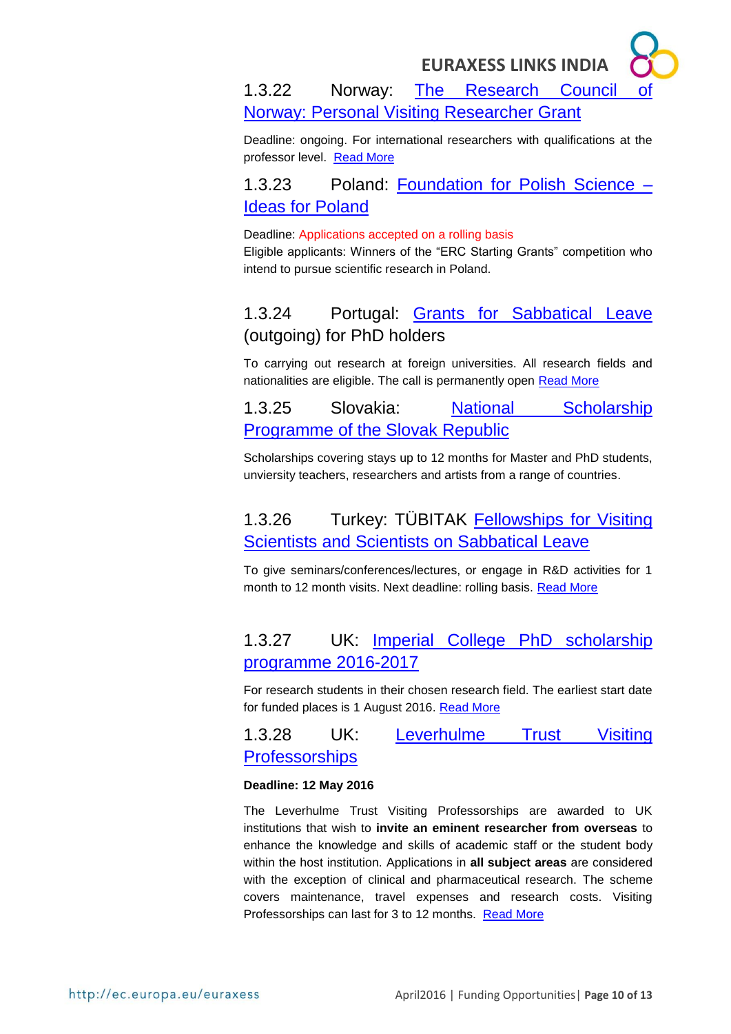### 1.3.22 Norway: The Research Council of Norway: Personal Visiting Researcher Grant

Deadline: ongoing. For international researchers with qualifications at the professor level. Read More

### 1.3.23 Poland: Foundation for Polish Science – Ideas for Poland

Deadline: Applications accepted on a rolling basis
Eligible applicants: Winners of the “ERC Starting Grants” competition who intend to pursue scientific research in Poland.

### 1.3.24 Portugal: Grants for Sabbatical Leave (outgoing) for PhD holders

To carrying out research at foreign universities. All research fields and nationalities are eligible. The call is permanently open Read More

### 1.3.25 Slovakia: National Scholarship Programme of the Slovak Republic

Scholarships covering stays up to 12 months for Master and PhD students, unviersity teachers, researchers and artists from a range of countries.

### 1.3.26 Turkey: TÜBITAK Fellowships for Visiting Scientists and Scientists on Sabbatical Leave

To give seminars/conferences/lectures, or engage in R&D activities for 1 month to 12 month visits. Next deadline: rolling basis. Read More

### 1.3.27 UK: Imperial College PhD scholarship programme 2016-2017

For research students in their chosen research field. The earliest start date for funded places is 1 August 2016. Read More

### 1.3.28 UK: Leverhulme Trust Visiting Professorships

**Deadline: 12 May 2016**

The Leverhulme Trust Visiting Professorships are awarded to UK institutions that wish to **invite an eminent researcher from overseas** to enhance the knowledge and skills of academic staff or the student body within the host institution. Applications in **all subject areas** are considered with the exception of clinical and pharmaceutical research. The scheme covers maintenance, travel expenses and research costs. Visiting Professorships can last for 3 to 12 months. Read More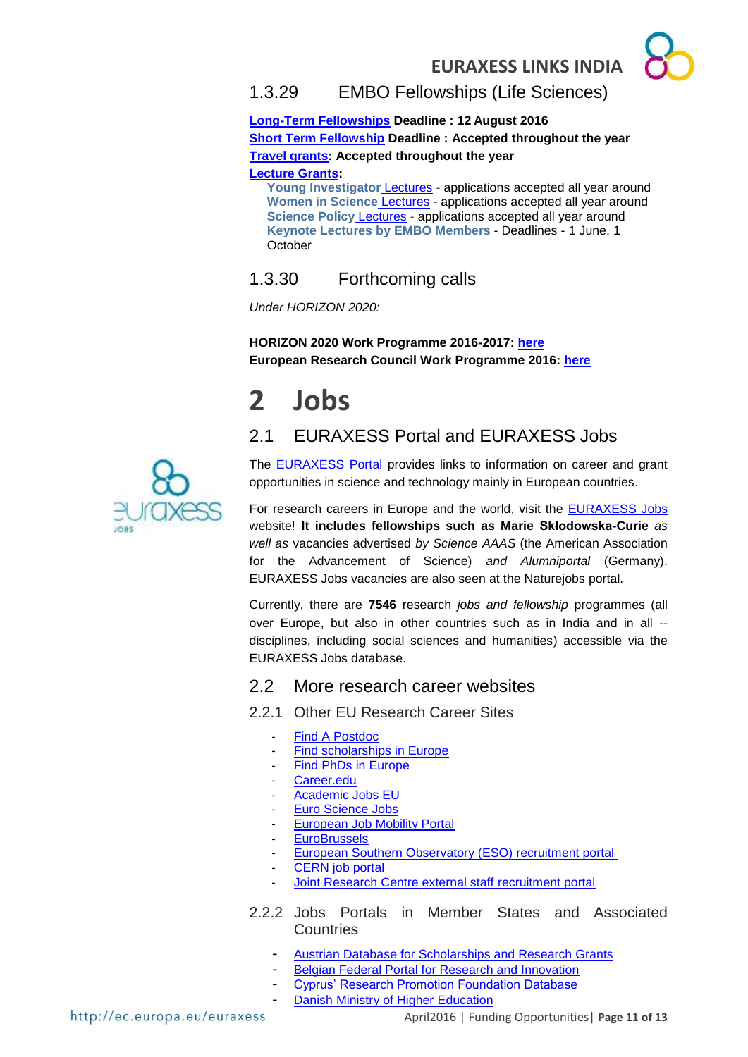### 1.3.29 EMBO Fellowships (Life Sciences)

**Long-Term Fellowships Deadline : 12 August 2016**
**Short Term Fellowship Deadline : Accepted throughout the year**
**Travel grants: Accepted throughout the year**
**Lecture Grants:**

- **Young Investigator** Lectures - applications accepted all year around
- **Women in Science** Lectures - applications accepted all year around
- **Science Policy** Lectures - applications accepted all year around
- **Keynote Lectures by EMBO Members** - Deadlines - 1 June, 1 October

### 1.3.30 Forthcoming calls

*Under HORIZON 2020:*

**HORIZON 2020 Work Programme 2016-2017: here**
**European Research Council Work Programme 2016: here**

# 2 Jobs

## 2.1 EURAXESS Portal and EURAXESS Jobs

The EURAXESS Portal provides links to information on career and grant opportunities in science and technology mainly in European countries.

For research careers in Europe and the world, visit the EURAXESS Jobs website! **It includes fellowships such as Marie Skłodowska-Curie** *as well as* vacancies advertised *by Science AAAS* (the American Association for the Advancement of Science) *and Alumniportal* (Germany). EURAXESS Jobs vacancies are also seen at the Naturejobs portal.

Currently, there are **7546** research *jobs and fellowship* programmes (all over Europe, but also in other countries such as in India and in all --disciplines, including social sciences and humanities) accessible via the EURAXESS Jobs database.

## 2.2 More research career websites

### 2.2.1 Other EU Research Career Sites

- Find A Postdoc
- Find scholarships in Europe
- Find PhDs in Europe
- Career.edu
- Academic Jobs EU
- Euro Science Jobs
- European Job Mobility Portal
- EuroBrussels
- European Southern Observatory (ESO) recruitment portal
- CERN job portal
- Joint Research Centre external staff recruitment portal

### 2.2.2 Jobs Portals in Member States and Associated Countries

- Austrian Database for Scholarships and Research Grants
- Belgian Federal Portal for Research and Innovation
- Cyprus' Research Promotion Foundation Database
- Danish Ministry of Higher Education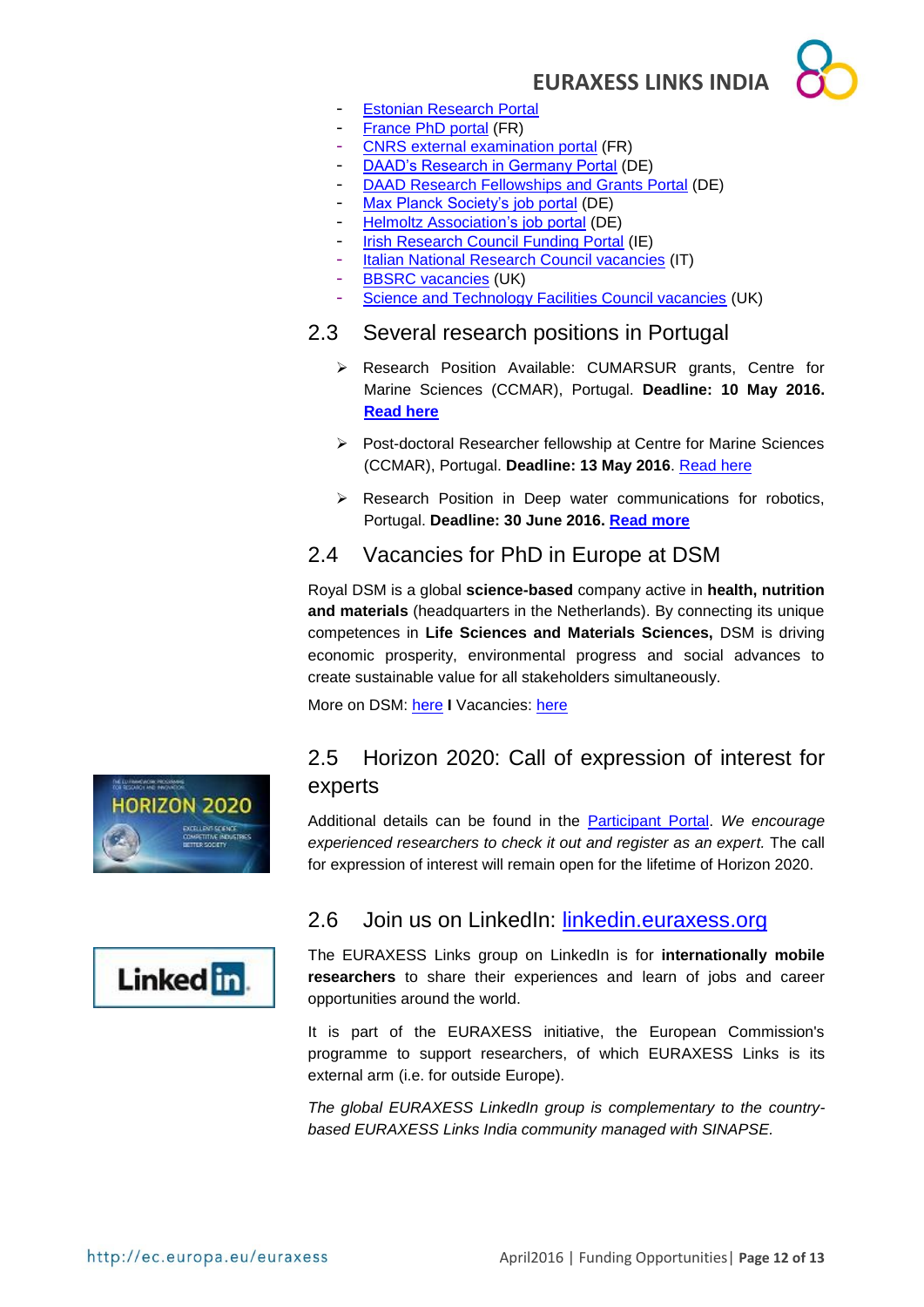- Estonian Research Portal
- France PhD portal (FR)
- CNRS external examination portal (FR)
- DAAD's Research in Germany Portal (DE)
- DAAD Research Fellowships and Grants Portal (DE)
- Max Planck Society's job portal (DE)
- Helmoltz Association's job portal (DE)
- Irish Research Council Funding Portal (IE)
- Italian National Research Council vacancies (IT)
- BBSRC vacancies (UK)
- Science and Technology Facilities Council vacancies (UK)

## 2.3 Several research positions in Portugal

- Research Position Available: CUMARSUR grants, Centre for Marine Sciences (CCMAR), Portugal. **Deadline: 10 May 2016.** **Read here**
- Post-doctoral Researcher fellowship at Centre for Marine Sciences (CCMAR), Portugal. **Deadline: 13 May 2016**. Read here
- Research Position in Deep water communications for robotics, Portugal. **Deadline: 30 June 2016.** **Read more**

## 2.4 Vacancies for PhD in Europe at DSM

Royal DSM is a global **science-based** company active in **health, nutrition and materials** (headquarters in the Netherlands). By connecting its unique competences in **Life Sciences and Materials Sciences,** DSM is driving economic prosperity, environmental progress and social advances to create sustainable value for all stakeholders simultaneously.

More on DSM: here **I** Vacancies: here

## 2.5 Horizon 2020: Call of expression of interest for experts

Additional details can be found in the Participant Portal. *We encourage experienced researchers to check it out and register as an expert.* The call for expression of interest will remain open for the lifetime of Horizon 2020.

## 2.6 Join us on LinkedIn: linkedin.euraxess.org

The EURAXESS Links group on LinkedIn is for **internationally mobile researchers** to share their experiences and learn of jobs and career opportunities around the world.

It is part of the EURAXESS initiative, the European Commission's programme to support researchers, of which EURAXESS Links is its external arm (i.e. for outside Europe).

*The global EURAXESS LinkedIn group is complementary to the country-based EURAXESS Links India community managed with SINAPSE.*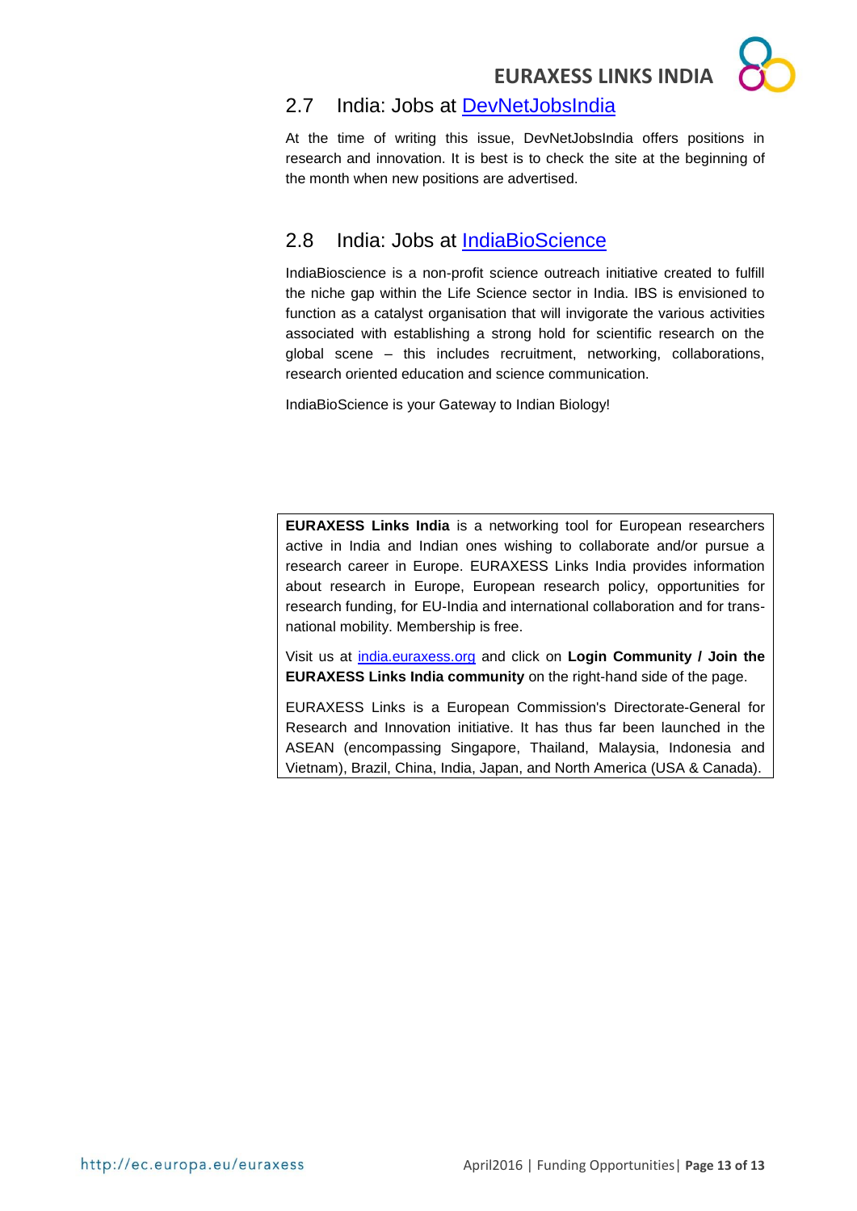## 2.7 India: Jobs at [DevNetJobsIndia]

At the time of writing this issue, DevNetJobsIndia offers positions in research and innovation. It is best is to check the site at the beginning of the month when new positions are advertised.

## 2.8 India: Jobs at [IndiaBioScience]

IndiaBioscience is a non-profit science outreach initiative created to fulfill the niche gap within the Life Science sector in India. IBS is envisioned to function as a catalyst organisation that will invigorate the various activities associated with establishing a strong hold for scientific research on the global scene – this includes recruitment, networking, collaborations, research oriented education and science communication.

IndiaBioScience is your Gateway to Indian Biology!

**EURAXESS Links India** is a networking tool for European researchers active in India and Indian ones wishing to collaborate and/or pursue a research career in Europe. EURAXESS Links India provides information about research in Europe, European research policy, opportunities for research funding, for EU-India and international collaboration and for trans-national mobility. Membership is free.

Visit us at india.euraxess.org and click on **Login Community / Join the EURAXESS Links India community** on the right-hand side of the page.

EURAXESS Links is a European Commission's Directorate-General for Research and Innovation initiative. It has thus far been launched in the ASEAN (encompassing Singapore, Thailand, Malaysia, Indonesia and Vietnam), Brazil, China, India, Japan, and North America (USA & Canada).